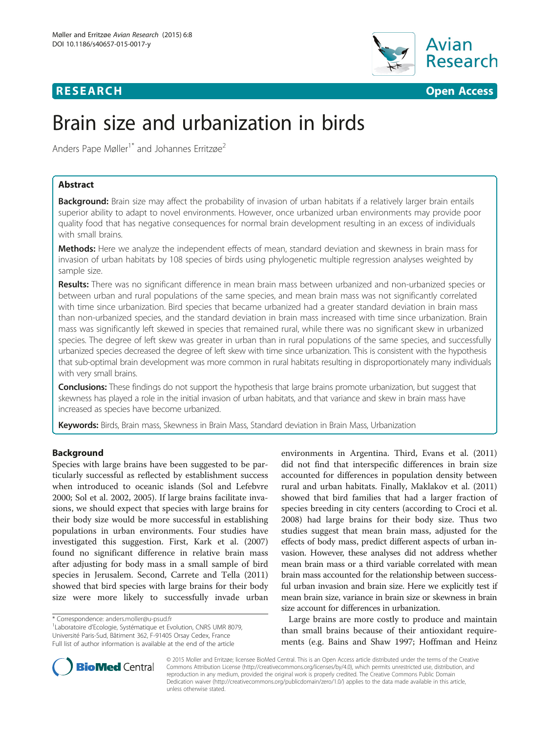RESEARCH **Open Access**

# Brain size and urbanization in birds

Anders Pape Møller[1*] and Johannes Erritzøe[2]

## Abstract

**Background:** Brain size may affect the probability of invasion of urban habitats if a relatively larger brain entails superior ability to adapt to novel environments. However, once urbanized urban environments may provide poor quality food that has negative consequences for normal brain development resulting in an excess of individuals with small brains.

**Methods:** Here we analyze the independent effects of mean, standard deviation and skewness in brain mass for invasion of urban habitats by 108 species of birds using phylogenetic multiple regression analyses weighted by sample size.

**Results:** There was no significant difference in mean brain mass between urbanized and non-urbanized species or between urban and rural populations of the same species, and mean brain mass was not significantly correlated with time since urbanization. Bird species that became urbanized had a greater standard deviation in brain mass than non-urbanized species, and the standard deviation in brain mass increased with time since urbanization. Brain mass was significantly left skewed in species that remained rural, while there was no significant skew in urbanized species. The degree of left skew was greater in urban than in rural populations of the same species, and successfully urbanized species decreased the degree of left skew with time since urbanization. This is consistent with the hypothesis that sub-optimal brain development was more common in rural habitats resulting in disproportionately many individuals with very small brains.

**Conclusions:** These findings do not support the hypothesis that large brains promote urbanization, but suggest that skewness has played a role in the initial invasion of urban habitats, and that variance and skew in brain mass have increased as species have become urbanized.

**Keywords:** Birds, Brain mass, Skewness in Brain Mass, Standard deviation in Brain Mass, Urbanization

## Background

Species with large brains have been suggested to be particularly successful as reflected by establishment success when introduced to oceanic islands (Sol and Lefebvre 2000; Sol et al. 2002, 2005). If large brains facilitate invasions, we should expect that species with large brains for their body size would be more successful in establishing populations in urban environments. Four studies have investigated this suggestion. First, Kark et al. (2007) found no significant difference in relative brain mass after adjusting for body mass in a small sample of bird species in Jerusalem. Second, Carrete and Tella (2011) showed that bird species with large brains for their body size were more likely to successfully invade urban environments in Argentina. Third, Evans et al. (2011) did not find that interspecific differences in brain size accounted for differences in population density between rural and urban habitats. Finally, Maklakov et al. (2011) showed that bird families that had a larger fraction of species breeding in city centers (according to Croci et al. 2008) had large brains for their body size. Thus two studies suggest that mean brain mass, adjusted for the effects of body mass, predict different aspects of urban invasion. However, these analyses did not address whether mean brain mass or a third variable correlated with mean brain mass accounted for the relationship between successful urban invasion and brain size. Here we explicitly test if mean brain size, variance in brain size or skewness in brain size account for differences in urbanization.

Large brains are more costly to produce and maintain than small brains because of their antioxidant requirements (e.g. Bains and Shaw 1997; Hoffman and Heinz

\* Correspondence: anders.moller@u-psud.fr
[1]Laboratoire d'Ecologie, Systématique et Evolution, CNRS UMR 8079, Université Paris-Sud, Bâtiment 362, F-91405 Orsay Cedex, France
Full list of author information is available at the end of the article

© 2015 Møller and Erritzøe; licensee BioMed Central. This is an Open Access article distributed under the terms of the Creative Commons Attribution License (http://creativecommons.org/licenses/by/4.0), which permits unrestricted use, distribution, and reproduction in any medium, provided the original work is properly credited. The Creative Commons Public Domain Dedication waiver (http://creativecommons.org/publicdomain/zero/1.0/) applies to the data made available in this article, unless otherwise stated.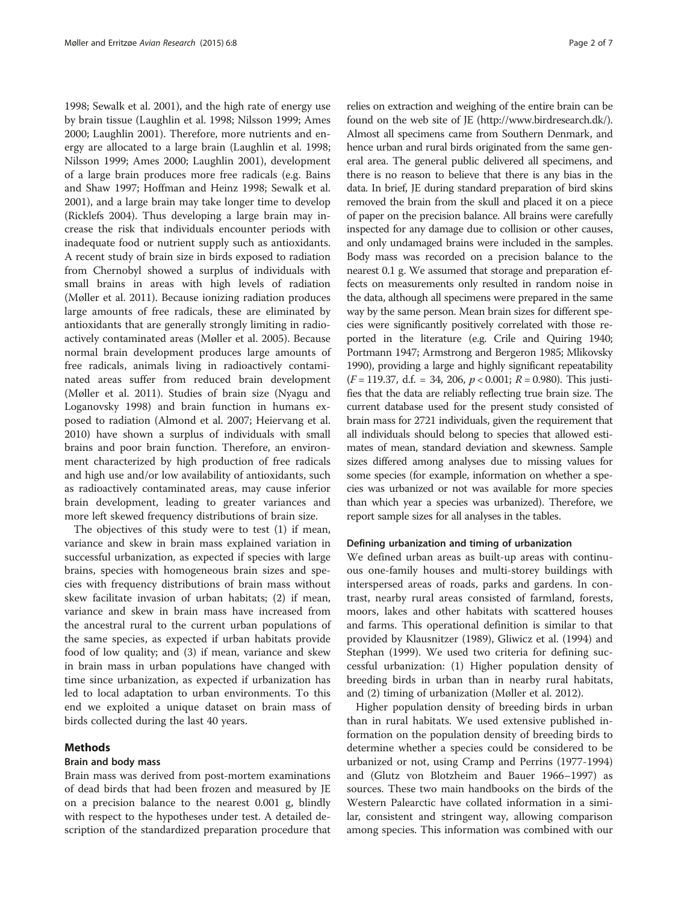1998; Sewalk et al. 2001), and the high rate of energy use by brain tissue (Laughlin et al. 1998; Nilsson 1999; Ames 2000; Laughlin 2001). Therefore, more nutrients and energy are allocated to a large brain (Laughlin et al. 1998; Nilsson 1999; Ames 2000; Laughlin 2001), development of a large brain produces more free radicals (e.g. Bains and Shaw 1997; Hoffman and Heinz 1998; Sewalk et al. 2001), and a large brain may take longer time to develop (Ricklefs 2004). Thus developing a large brain may increase the risk that individuals encounter periods with inadequate food or nutrient supply such as antioxidants. A recent study of brain size in birds exposed to radiation from Chernobyl showed a surplus of individuals with small brains in areas with high levels of radiation (Møller et al. 2011). Because ionizing radiation produces large amounts of free radicals, these are eliminated by antioxidants that are generally strongly limiting in radioactively contaminated areas (Møller et al. 2005). Because normal brain development produces large amounts of free radicals, animals living in radioactively contaminated areas suffer from reduced brain development (Møller et al. 2011). Studies of brain size (Nyagu and Loganovsky 1998) and brain function in humans exposed to radiation (Almond et al. 2007; Heiervang et al. 2010) have shown a surplus of individuals with small brains and poor brain function. Therefore, an environment characterized by high production of free radicals and high use and/or low availability of antioxidants, such as radioactively contaminated areas, may cause inferior brain development, leading to greater variances and more left skewed frequency distributions of brain size.

The objectives of this study were to test (1) if mean, variance and skew in brain mass explained variation in successful urbanization, as expected if species with large brains, species with homogeneous brain sizes and species with frequency distributions of brain mass without skew facilitate invasion of urban habitats; (2) if mean, variance and skew in brain mass have increased from the ancestral rural to the current urban populations of the same species, as expected if urban habitats provide food of low quality; and (3) if mean, variance and skew in brain mass in urban populations have changed with time since urbanization, as expected if urbanization has led to local adaptation to urban environments. To this end we exploited a unique dataset on brain mass of birds collected during the last 40 years.

## Methods

### Brain and body mass

Brain mass was derived from post-mortem examinations of dead birds that had been frozen and measured by JE on a precision balance to the nearest 0.001 g, blindly with respect to the hypotheses under test. A detailed description of the standardized preparation procedure that relies on extraction and weighing of the entire brain can be found on the web site of JE (http://www.birdresearch.dk/). Almost all specimens came from Southern Denmark, and hence urban and rural birds originated from the same general area. The general public delivered all specimens, and there is no reason to believe that there is any bias in the data. In brief, JE during standard preparation of bird skins removed the brain from the skull and placed it on a piece of paper on the precision balance. All brains were carefully inspected for any damage due to collision or other causes, and only undamaged brains were included in the samples. Body mass was recorded on a precision balance to the nearest 0.1 g. We assumed that storage and preparation effects on measurements only resulted in random noise in the data, although all specimens were prepared in the same way by the same person. Mean brain sizes for different species were significantly positively correlated with those reported in the literature (e.g. Crile and Quiring 1940; Portmann 1947; Armstrong and Bergeron 1985; Mlikovsky 1990), providing a large and highly significant repeatability ($F = 119.37$, d.f. = 34, 206, $p < 0.001$; $R = 0.980$). This justifies that the data are reliably reflecting true brain size. The current database used for the present study consisted of brain mass for 2721 individuals, given the requirement that all individuals should belong to species that allowed estimates of mean, standard deviation and skewness. Sample sizes differed among analyses due to missing values for some species (for example, information on whether a species was urbanized or not was available for more species than which year a species was urbanized). Therefore, we report sample sizes for all analyses in the tables.

### Defining urbanization and timing of urbanization

We defined urban areas as built-up areas with continuous one-family houses and multi-storey buildings with interspersed areas of roads, parks and gardens. In contrast, nearby rural areas consisted of farmland, forests, moors, lakes and other habitats with scattered houses and farms. This operational definition is similar to that provided by Klausnitzer (1989), Gliwicz et al. (1994) and Stephan (1999). We used two criteria for defining successful urbanization: (1) Higher population density of breeding birds in urban than in nearby rural habitats, and (2) timing of urbanization (Møller et al. 2012).

Higher population density of breeding birds in urban than in rural habitats. We used extensive published information on the population density of breeding birds to determine whether a species could be considered to be urbanized or not, using Cramp and Perrins (1977-1994) and (Glutz von Blotzheim and Bauer 1966–1997) as sources. These two main handbooks on the birds of the Western Palearctic have collated information in a similar, consistent and stringent way, allowing comparison among species. This information was combined with our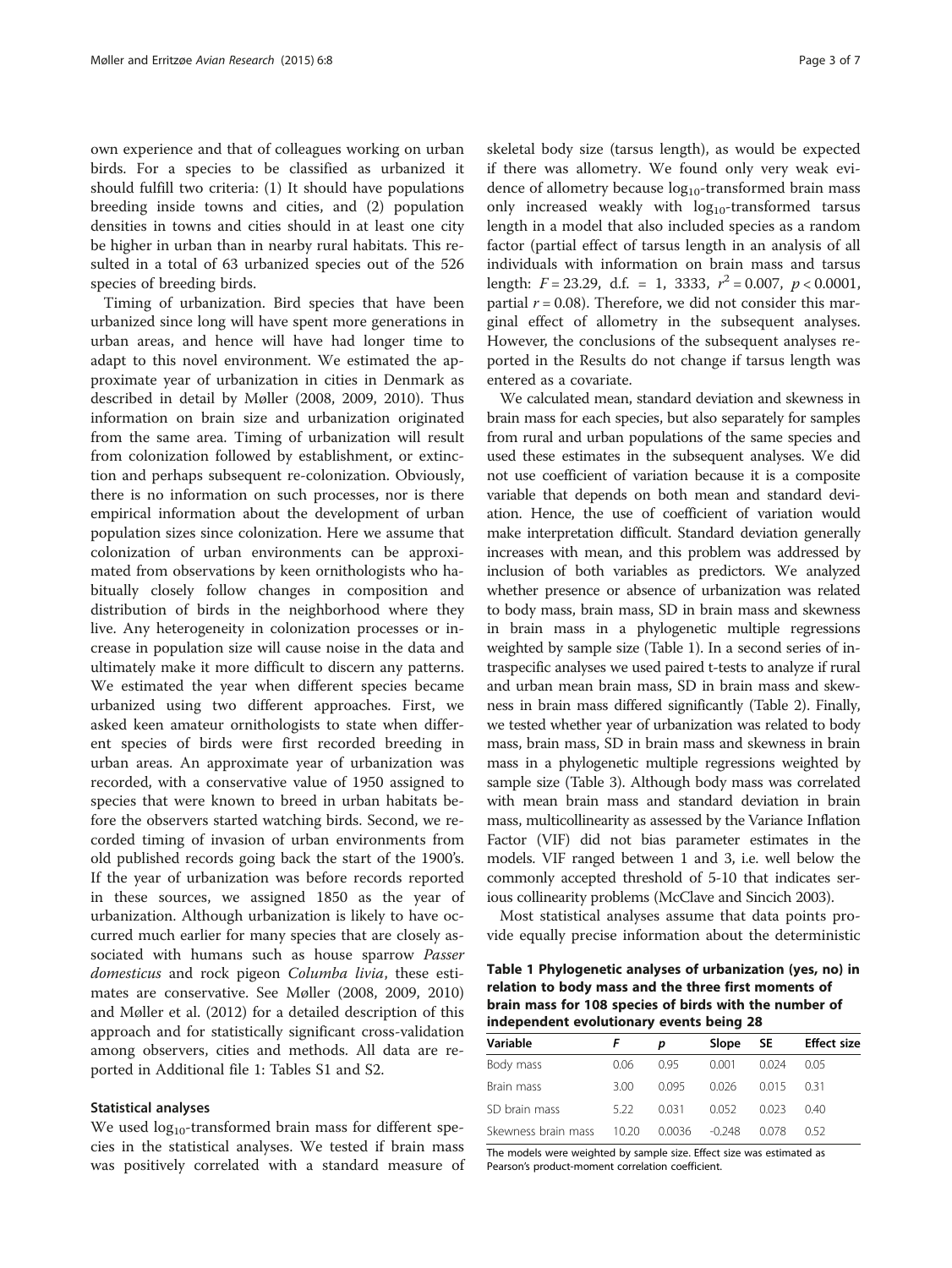own experience and that of colleagues working on urban birds. For a species to be classified as urbanized it should fulfill two criteria: (1) It should have populations breeding inside towns and cities, and (2) population densities in towns and cities should in at least one city be higher in urban than in nearby rural habitats. This resulted in a total of 63 urbanized species out of the 526 species of breeding birds.

Timing of urbanization. Bird species that have been urbanized since long will have spent more generations in urban areas, and hence will have had longer time to adapt to this novel environment. We estimated the approximate year of urbanization in cities in Denmark as described in detail by Møller (2008, 2009, 2010). Thus information on brain size and urbanization originated from the same area. Timing of urbanization will result from colonization followed by establishment, or extinction and perhaps subsequent re-colonization. Obviously, there is no information on such processes, nor is there empirical information about the development of urban population sizes since colonization. Here we assume that colonization of urban environments can be approximated from observations by keen ornithologists who habitually closely follow changes in composition and distribution of birds in the neighborhood where they live. Any heterogeneity in colonization processes or increase in population size will cause noise in the data and ultimately make it more difficult to discern any patterns. We estimated the year when different species became urbanized using two different approaches. First, we asked keen amateur ornithologists to state when different species of birds were first recorded breeding in urban areas. An approximate year of urbanization was recorded, with a conservative value of 1950 assigned to species that were known to breed in urban habitats before the observers started watching birds. Second, we recorded timing of invasion of urban environments from old published records going back the start of the 1900's. If the year of urbanization was before records reported in these sources, we assigned 1850 as the year of urbanization. Although urbanization is likely to have occurred much earlier for many species that are closely associated with humans such as house sparrow *Passer domesticus* and rock pigeon *Columba livia*, these estimates are conservative. See Møller (2008, 2009, 2010) and Møller et al. (2012) for a detailed description of this approach and for statistically significant cross-validation among observers, cities and methods. All data are reported in Additional file 1: Tables S1 and S2.

## Statistical analyses

We used $\log_{10}$-transformed brain mass for different species in the statistical analyses. We tested if brain mass was positively correlated with a standard measure of skeletal body size (tarsus length), as would be expected if there was allometry. We found only very weak evidence of allometry because $\log_{10}$-transformed brain mass only increased weakly with $\log_{10}$-transformed tarsus length in a model that also included species as a random factor (partial effect of tarsus length in an analysis of all individuals with information on brain mass and tarsus length: $F = 23.29$, d.f. = 1, 3333, $r^2 = 0.007$, $p < 0.0001$, partial $r = 0.08$). Therefore, we did not consider this marginal effect of allometry in the subsequent analyses. However, the conclusions of the subsequent analyses reported in the Results do not change if tarsus length was entered as a covariate.

We calculated mean, standard deviation and skewness in brain mass for each species, but also separately for samples from rural and urban populations of the same species and used these estimates in the subsequent analyses. We did not use coefficient of variation because it is a composite variable that depends on both mean and standard deviation. Hence, the use of coefficient of variation would make interpretation difficult. Standard deviation generally increases with mean, and this problem was addressed by inclusion of both variables as predictors. We analyzed whether presence or absence of urbanization was related to body mass, brain mass, SD in brain mass and skewness in brain mass in a phylogenetic multiple regressions weighted by sample size (Table 1). In a second series of intraspecific analyses we used paired t-tests to analyze if rural and urban mean brain mass, SD in brain mass and skewness in brain mass differed significantly (Table 2). Finally, we tested whether year of urbanization was related to body mass, brain mass, SD in brain mass and skewness in brain mass in a phylogenetic multiple regressions weighted by sample size (Table 3). Although body mass was correlated with mean brain mass and standard deviation in brain mass, multicollinearity as assessed by the Variance Inflation Factor (VIF) did not bias parameter estimates in the models. VIF ranged between 1 and 3, i.e. well below the commonly accepted threshold of 5-10 that indicates serious collinearity problems (McClave and Sincich 2003).

Most statistical analyses assume that data points provide equally precise information about the deterministic

**Table 1 Phylogenetic analyses of urbanization (yes, no) in relation to body mass and the three first moments of brain mass for 108 species of birds with the number of independent evolutionary events being 28**

| Variable | F | p | Slope | SE | Effect size |
|---|---|---|---|---|---|
| Body mass | 0.06 | 0.95 | 0.001 | 0.024 | 0.05 |
| Brain mass | 3.00 | 0.095 | 0.026 | 0.015 | 0.31 |
| SD brain mass | 5.22 | 0.031 | 0.052 | 0.023 | 0.40 |
| Skewness brain mass | 10.20 | 0.0036 | -0.248 | 0.078 | 0.52 |

The models were weighted by sample size. Effect size was estimated as Pearson's product-moment correlation coefficient.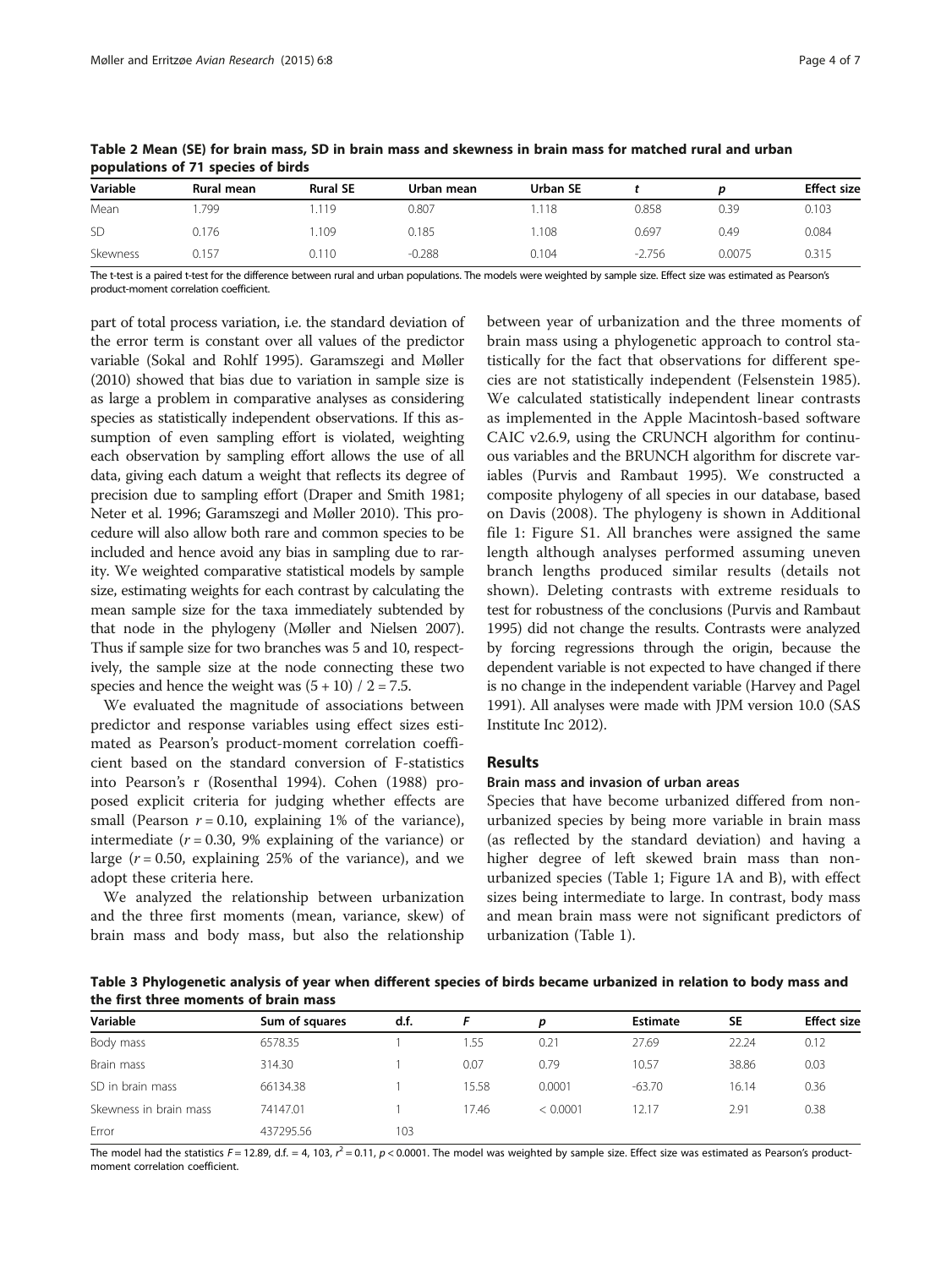**Table 2 Mean (SE) for brain mass, SD in brain mass and skewness in brain mass for matched rural and urban populations of 71 species of birds**

| Variable | Rural mean | Rural SE | Urban mean | Urban SE | t | p | Effect size |
|---|---|---|---|---|---|---|---|
| Mean | 1.799 | 1.119 | 0.807 | 1.118 | 0.858 | 0.39 | 0.103 |
| SD | 0.176 | 1.109 | 0.185 | 1.108 | 0.697 | 0.49 | 0.084 |
| Skewness | 0.157 | 0.110 | -0.288 | 0.104 | -2.756 | 0.0075 | 0.315 |

The t-test is a paired t-test for the difference between rural and urban populations. The models were weighted by sample size. Effect size was estimated as Pearson's product-moment correlation coefficient.

part of total process variation, i.e. the standard deviation of the error term is constant over all values of the predictor variable (Sokal and Rohlf 1995). Garamszegi and Møller (2010) showed that bias due to variation in sample size is as large a problem in comparative analyses as considering species as statistically independent observations. If this assumption of even sampling effort is violated, weighting each observation by sampling effort allows the use of all data, giving each datum a weight that reflects its degree of precision due to sampling effort (Draper and Smith 1981; Neter et al. 1996; Garamszegi and Møller 2010). This procedure will also allow both rare and common species to be included and hence avoid any bias in sampling due to rarity. We weighted comparative statistical models by sample size, estimating weights for each contrast by calculating the mean sample size for the taxa immediately subtended by that node in the phylogeny (Møller and Nielsen 2007). Thus if sample size for two branches was 5 and 10, respectively, the sample size at the node connecting these two species and hence the weight was $(5 + 10) / 2 = 7.5$.

We evaluated the magnitude of associations between predictor and response variables using effect sizes estimated as Pearson's product-moment correlation coefficient based on the standard conversion of F-statistics into Pearson's r (Rosenthal 1994). Cohen (1988) proposed explicit criteria for judging whether effects are small (Pearson $r = 0.10$, explaining 1% of the variance), intermediate ($r = 0.30$, 9% explaining of the variance) or large ($r = 0.50$, explaining 25% of the variance), and we adopt these criteria here.

We analyzed the relationship between urbanization and the three first moments (mean, variance, skew) of brain mass and body mass, but also the relationship between year of urbanization and the three moments of brain mass using a phylogenetic approach to control statistically for the fact that observations for different species are not statistically independent (Felsenstein 1985). We calculated statistically independent linear contrasts as implemented in the Apple Macintosh-based software CAIC v2.6.9, using the CRUNCH algorithm for continuous variables and the BRUNCH algorithm for discrete variables (Purvis and Rambaut 1995). We constructed a composite phylogeny of all species in our database, based on Davis (2008). The phylogeny is shown in Additional file 1: Figure S1. All branches were assigned the same length although analyses performed assuming uneven branch lengths produced similar results (details not shown). Deleting contrasts with extreme residuals to test for robustness of the conclusions (Purvis and Rambaut 1995) did not change the results. Contrasts were analyzed by forcing regressions through the origin, because the dependent variable is not expected to have changed if there is no change in the independent variable (Harvey and Pagel 1991). All analyses were made with JPM version 10.0 (SAS Institute Inc 2012).

## Results

### Brain mass and invasion of urban areas

Species that have become urbanized differed from non-urbanized species by being more variable in brain mass (as reflected by the standard deviation) and having a higher degree of left skewed brain mass than non-urbanized species (Table 1; Figure 1A and B), with effect sizes being intermediate to large. In contrast, body mass and mean brain mass were not significant predictors of urbanization (Table 1).

**Table 3 Phylogenetic analysis of year when different species of birds became urbanized in relation to body mass and the first three moments of brain mass**

| Variable | Sum of squares | d.f. | F | p | Estimate | SE | Effect size |
|---|---|---|---|---|---|---|---|
| Body mass | 6578.35 | 1 | 1.55 | 0.21 | 27.69 | 22.24 | 0.12 |
| Brain mass | 314.30 | 1 | 0.07 | 0.79 | 10.57 | 38.86 | 0.03 |
| SD in brain mass | 66134.38 | 1 | 15.58 | 0.0001 | -63.70 | 16.14 | 0.36 |
| Skewness in brain mass | 74147.01 | 1 | 17.46 | < 0.0001 | 12.17 | 2.91 | 0.38 |
| Error | 437295.56 | 103 | | | | | |

The model had the statistics $F = 12.89$, d.f. = 4, 103, $r^2 = 0.11$, $p < 0.0001$. The model was weighted by sample size. Effect size was estimated as Pearson's product-moment correlation coefficient.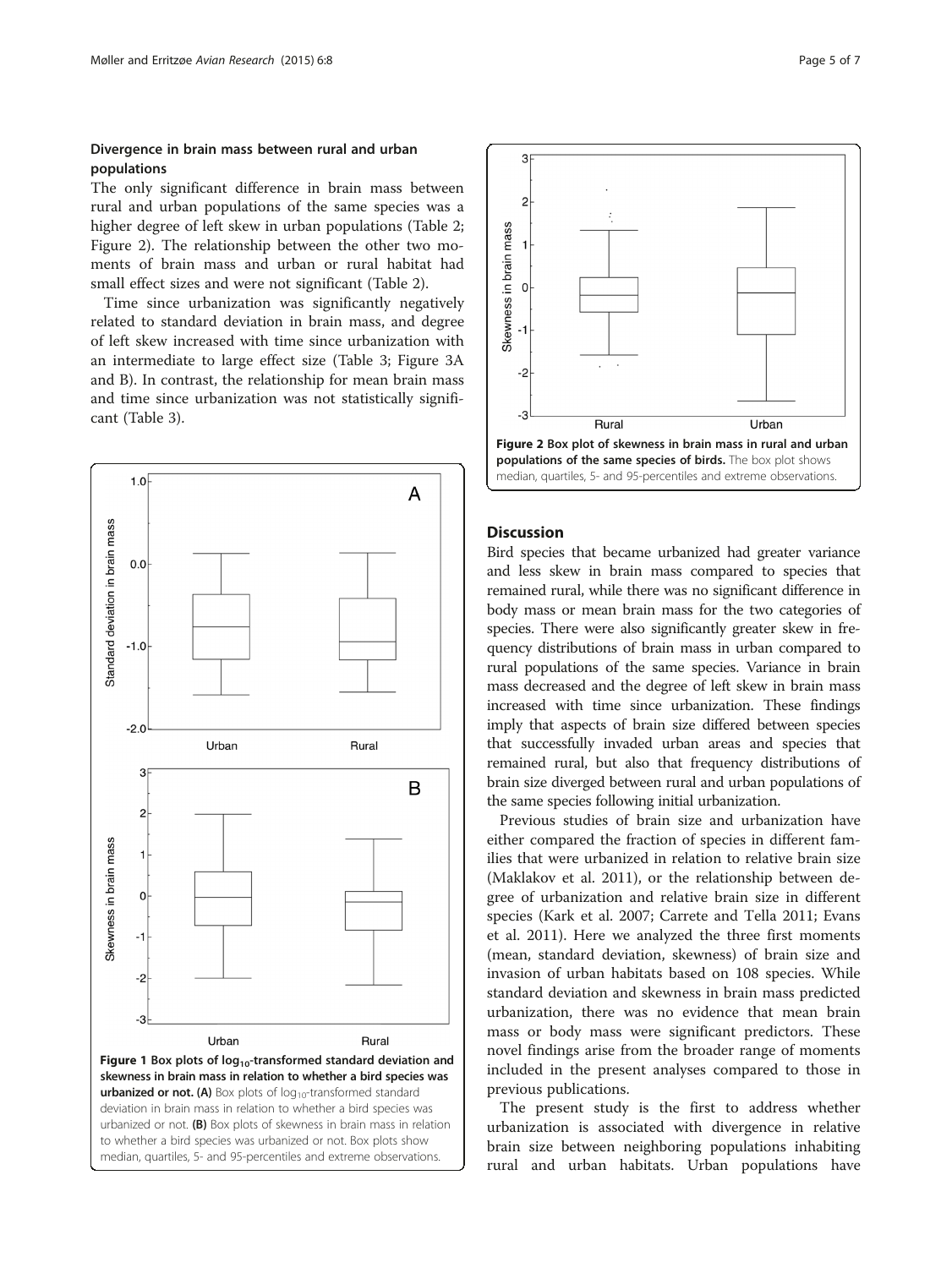### Divergence in brain mass between rural and urban populations

The only significant difference in brain mass between rural and urban populations of the same species was a higher degree of left skew in urban populations (Table 2; Figure 2). The relationship between the other two moments of brain mass and urban or rural habitat had small effect sizes and were not significant (Table 2).

Time since urbanization was significantly negatively related to standard deviation in brain mass, and degree of left skew increased with time since urbanization with an intermediate to large effect size (Table 3; Figure 3A and B). In contrast, the relationship for mean brain mass and time since urbanization was not statistically significant (Table 3).

**Figure 1 Box plots of $\log_{10}$-transformed standard deviation and skewness in brain mass in relation to whether a bird species was urbanized or not. (A)** Box plots of $\log_{10}$-transformed standard deviation in brain mass in relation to whether a bird species was urbanized or not. **(B)** Box plots of skewness in brain mass in relation to whether a bird species was urbanized or not. Box plots show median, quartiles, 5- and 95-percentiles and extreme observations.

**Figure 2 Box plot of skewness in brain mass in rural and urban populations of the same species of birds.** The box plot shows median, quartiles, 5- and 95-percentiles and extreme observations.

## Discussion

Bird species that became urbanized had greater variance and less skew in brain mass compared to species that remained rural, while there was no significant difference in body mass or mean brain mass for the two categories of species. There were also significantly greater skew in frequency distributions of brain mass in urban compared to rural populations of the same species. Variance in brain mass decreased and the degree of left skew in brain mass increased with time since urbanization. These findings imply that aspects of brain size differed between species that successfully invaded urban areas and species that remained rural, but also that frequency distributions of brain size diverged between rural and urban populations of the same species following initial urbanization.

Previous studies of brain size and urbanization have either compared the fraction of species in different families that were urbanized in relation to relative brain size (Maklakov et al. 2011), or the relationship between degree of urbanization and relative brain size in different species (Kark et al. 2007; Carrete and Tella 2011; Evans et al. 2011). Here we analyzed the three first moments (mean, standard deviation, skewness) of brain size and invasion of urban habitats based on 108 species. While standard deviation and skewness in brain mass predicted urbanization, there was no evidence that mean brain mass or body mass were significant predictors. These novel findings arise from the broader range of moments included in the present analyses compared to those in previous publications.

The present study is the first to address whether urbanization is associated with divergence in relative brain size between neighboring populations inhabiting rural and urban habitats. Urban populations have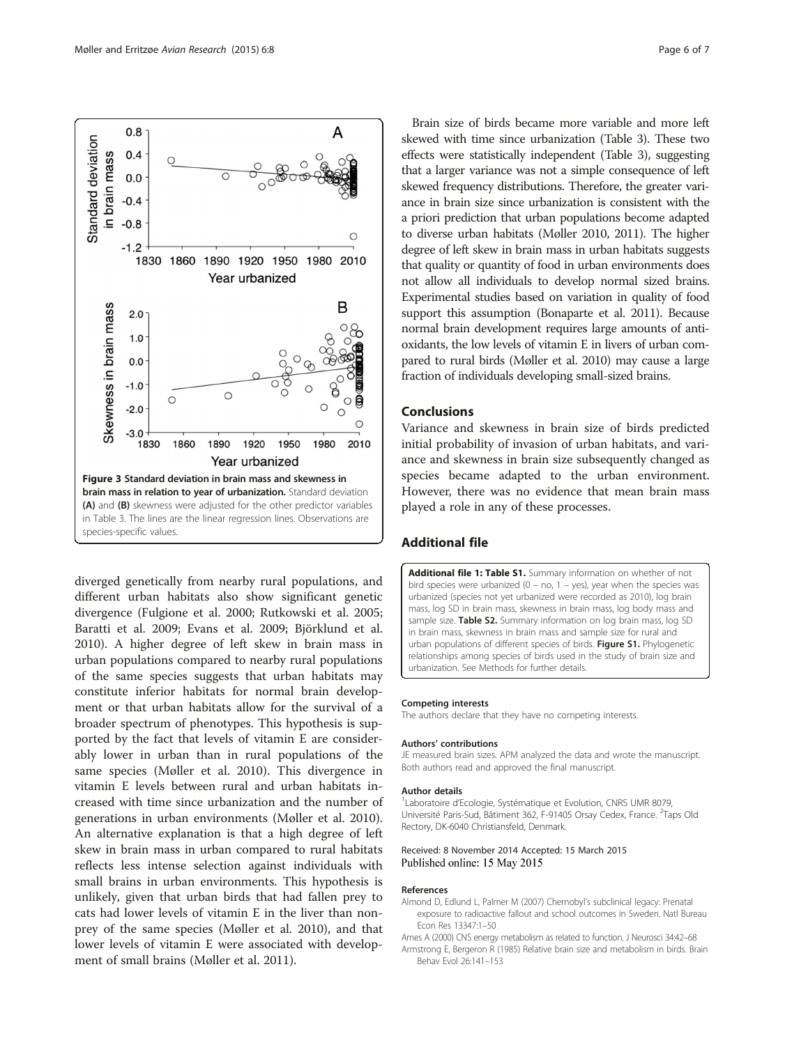Figure 3 Standard deviation in brain mass and skewness in brain mass in relation to year of urbanization. Standard deviation (A) and (B) skewness were adjusted for the other predictor variables in Table 3. The lines are the linear regression lines. Observations are species-specific values.

diverged genetically from nearby rural populations, and different urban habitats also show significant genetic divergence (Fulgione et al. 2000; Rutkowski et al. 2005; Baratti et al. 2009; Evans et al. 2009; Björklund et al. 2010). A higher degree of left skew in brain mass in urban populations compared to nearby rural populations of the same species suggests that urban habitats may constitute inferior habitats for normal brain development or that urban habitats allow for the survival of a broader spectrum of phenotypes. This hypothesis is supported by the fact that levels of vitamin E are considerably lower in urban than in rural populations of the same species (Møller et al. 2010). This divergence in vitamin E levels between rural and urban habitats increased with time since urbanization and the number of generations in urban environments (Møller et al. 2010). An alternative explanation is that a high degree of left skew in brain mass in urban compared to rural habitats reflects less intense selection against individuals with small brains in urban environments. This hypothesis is unlikely, given that urban birds that had fallen prey to cats had lower levels of vitamin E in the liver than non-prey of the same species (Møller et al. 2010), and that lower levels of vitamin E were associated with development of small brains (Møller et al. 2011).

Brain size of birds became more variable and more left skewed with time since urbanization (Table 3). These two effects were statistically independent (Table 3), suggesting that a larger variance was not a simple consequence of left skewed frequency distributions. Therefore, the greater variance in brain size since urbanization is consistent with the a priori prediction that urban populations become adapted to diverse urban habitats (Møller 2010, 2011). The higher degree of left skew in brain mass in urban habitats suggests that quality or quantity of food in urban environments does not allow all individuals to develop normal sized brains. Experimental studies based on variation in quality of food support this assumption (Bonaparte et al. 2011). Because normal brain development requires large amounts of antioxidants, the low levels of vitamin E in livers of urban compared to rural birds (Møller et al. 2010) may cause a large fraction of individuals developing small-sized brains.

## Conclusions

Variance and skewness in brain size of birds predicted initial probability of invasion of urban habitats, and variance and skewness in brain size subsequently changed as species became adapted to the urban environment. However, there was no evidence that mean brain mass played a role in any of these processes.

## Additional file

**Additional file 1: Table S1.** Summary information on whether of not bird species were urbanized (0 – no, 1 – yes), year when the species was urbanized (species not yet urbanized were recorded as 2010), log brain mass, log SD in brain mass, skewness in brain mass, log body mass and sample size. **Table S2.** Summary information on log brain mass, log SD in brain mass, skewness in brain mass and sample size for rural and urban populations of different species of birds. **Figure S1.** Phylogenetic relationships among species of birds used in the study of brain size and urbanization. See Methods for further details.

#### Competing interests
The authors declare that they have no competing interests.

#### Authors' contributions
JE measured brain sizes. APM analyzed the data and wrote the manuscript. Both authors read and approved the final manuscript.

#### Author details
[1]Laboratoire d'Ecologie, Systématique et Evolution, CNRS UMR 8079, Université Paris-Sud, Bâtiment 362, F-91405 Orsay Cedex, France. [2]Taps Old Rectory, DK-6040 Christiansfeld, Denmark.

Received: 8 November 2014 Accepted: 15 March 2015
Published online: 15 May 2015

#### References
Almond D, Edlund L, Palmer M (2007) Chernobyl's subclinical legacy: Prenatal exposure to radioactive fallout and school outcomes in Sweden. Natl Bureau Econ Res 13347:1–50

Ames A (2000) CNS energy metabolism as related to function. J Neurosci 34:42–68

Armstrong E, Bergeron R (1985) Relative brain size and metabolism in birds. Brain Behav Evol 26:141–153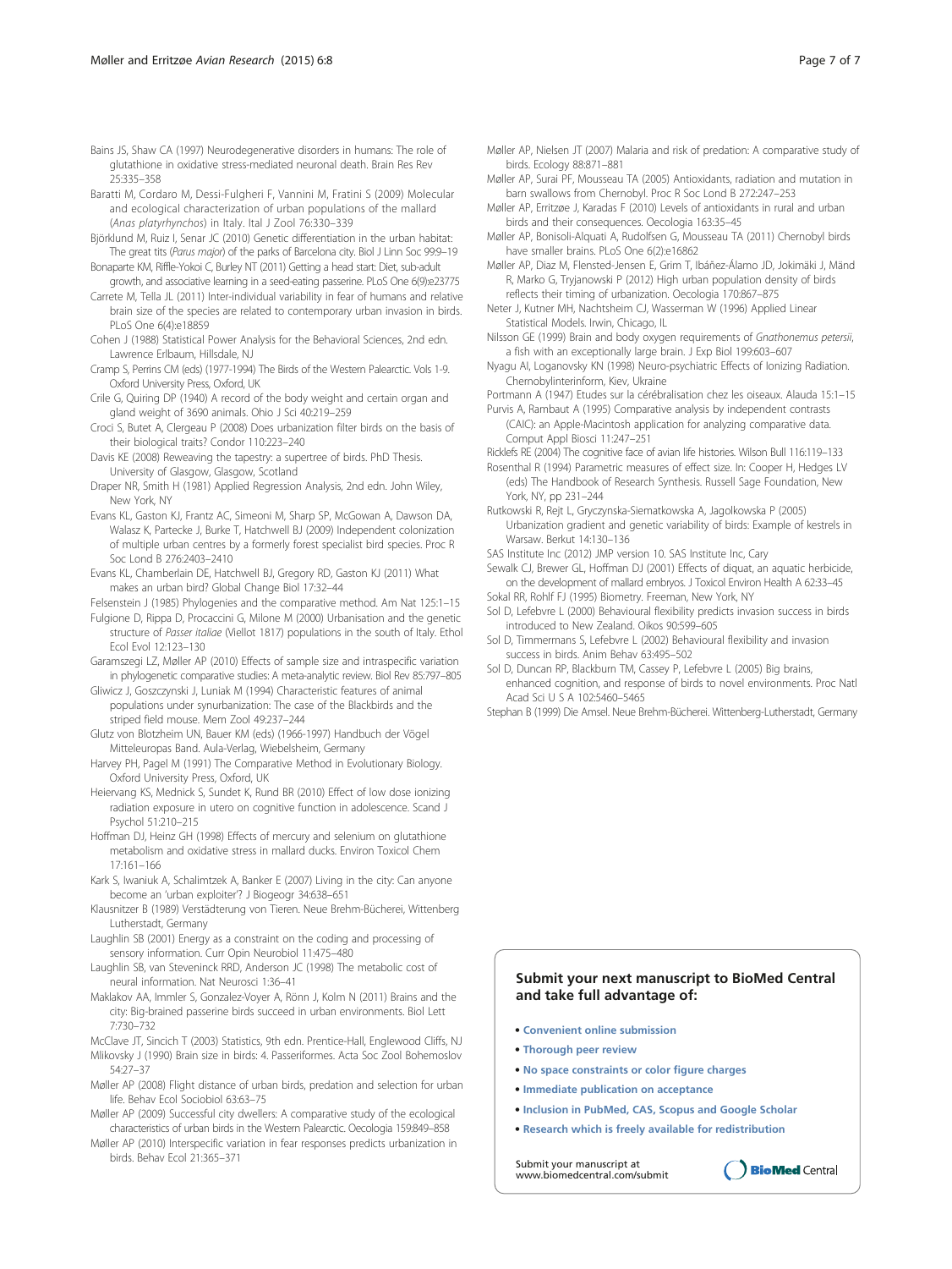Bains JS, Shaw CA (1997) Neurodegenerative disorders in humans: The role of glutathione in oxidative stress-mediated neuronal death. Brain Res Rev 25:335–358

Baratti M, Cordaro M, Dessì-Fulgheri F, Vannini M, Fratini S (2009) Molecular and ecological characterization of urban populations of the mallard (*Anas platyrhynchos*) in Italy. Ital J Zool 76:330–339

Björklund M, Ruiz I, Senar JC (2010) Genetic differentiation in the urban habitat: The great tits (*Parus major*) of the parks of Barcelona city. Biol J Linn Soc 99:9–19

Bonaparte KM, Riffle-Yokoi C, Burley NT (2011) Getting a head start: Diet, sub-adult growth, and associative learning in a seed-eating passerine. PLoS One 6(9):e23775

Carrete M, Tella JL (2011) Inter-individual variability in fear of humans and relative brain size of the species are related to contemporary urban invasion in birds. PLoS One 6(4):e18859

Cohen J (1988) Statistical Power Analysis for the Behavioral Sciences, 2nd edn. Lawrence Erlbaum, Hillsdale, NJ

Cramp S, Perrins CM (eds) (1977-1994) The Birds of the Western Palearctic. Vols 1-9. Oxford University Press, Oxford, UK

Crile G, Quiring DP (1940) A record of the body weight and certain organ and gland weight of 3690 animals. Ohio J Sci 40:219–259

Croci S, Butet A, Clergeau P (2008) Does urbanization filter birds on the basis of their biological traits? Condor 110:223–240

Davis KE (2008) Reweaving the tapestry: a supertree of birds. PhD Thesis. University of Glasgow, Glasgow, Scotland

Draper NR, Smith H (1981) Applied Regression Analysis, 2nd edn. John Wiley, New York, NY

Evans KL, Gaston KJ, Frantz AC, Simeoni M, Sharp SP, McGowan A, Dawson DA, Walasz K, Partecke J, Burke T, Hatchwell BJ (2009) Independent colonization of multiple urban centres by a formerly forest specialist bird species. Proc R Soc Lond B 276:2403–2410

Evans KL, Chamberlain DE, Hatchwell BJ, Gregory RD, Gaston KJ (2011) What makes an urban bird? Global Change Biol 17:32–44

Felsenstein J (1985) Phylogenies and the comparative method. Am Nat 125:1–15

Fulgione D, Rippa D, Procaccini G, Milone M (2000) Urbanisation and the genetic structure of *Passer italiae* (Viellot 1817) populations in the south of Italy. Ethol Ecol Evol 12:123–130

Garamszegi LZ, Møller AP (2010) Effects of sample size and intraspecific variation in phylogenetic comparative studies: A meta-analytic review. Biol Rev 85:797–805

Gliwicz J, Goszczynski J, Luniak M (1994) Characteristic features of animal populations under synurbanization: The case of the Blackbirds and the striped field mouse. Mem Zool 49:237–244

Glutz von Blotzheim UN, Bauer KM (eds) (1966-1997) Handbuch der Vögel Mitteleuropas Band. Aula-Verlag, Wiebelsheim, Germany

Harvey PH, Pagel M (1991) The Comparative Method in Evolutionary Biology. Oxford University Press, Oxford, UK

Heiervang KS, Mednick S, Sundet K, Rund BR (2010) Effect of low dose ionizing radiation exposure in utero on cognitive function in adolescence. Scand J Psychol 51:210–215

Hoffman DJ, Heinz GH (1998) Effects of mercury and selenium on glutathione metabolism and oxidative stress in mallard ducks. Environ Toxicol Chem 17:161–166

Kark S, Iwaniuk A, Schalimtzek A, Banker E (2007) Living in the city: Can anyone become an 'urban exploiter'? J Biogeogr 34:638–651

Klausnitzer B (1989) Verstädterung von Tieren. Neue Brehm-Bücherei, Wittenberg Lutherstadt, Germany

Laughlin SB (2001) Energy as a constraint on the coding and processing of sensory information. Curr Opin Neurobiol 11:475–480

Laughlin SB, van Steveninck RRD, Anderson JC (1998) The metabolic cost of neural information. Nat Neurosci 1:36–41

Maklakov AA, Immler S, Gonzalez-Voyer A, Rönn J, Kolm N (2011) Brains and the city: Big-brained passerine birds succeed in urban environments. Biol Lett 7:730–732

McClave JT, Sincich T (2003) Statistics, 9th edn. Prentice-Hall, Englewood Cliffs, NJ

Mlikovsky J (1990) Brain size in birds: 4. Passeriformes. Acta Soc Zool Bohemoslov 54:27–37

Møller AP (2008) Flight distance of urban birds, predation and selection for urban life. Behav Ecol Sociobiol 63:63–75

Møller AP (2009) Successful city dwellers: A comparative study of the ecological characteristics of urban birds in the Western Palearctic. Oecologia 159:849–858

Møller AP (2010) Interspecific variation in fear responses predicts urbanization in birds. Behav Ecol 21:365–371

Møller AP, Nielsen JT (2007) Malaria and risk of predation: A comparative study of birds. Ecology 88:871–881

Møller AP, Surai PF, Mousseau TA (2005) Antioxidants, radiation and mutation in barn swallows from Chernobyl. Proc R Soc Lond B 272:247–253

Møller AP, Erritzøe J, Karadas F (2010) Levels of antioxidants in rural and urban birds and their consequences. Oecologia 163:35–45

Møller AP, Bonisoli-Alquati A, Rudolfsen G, Mousseau TA (2011) Chernobyl birds have smaller brains. PLoS One 6(2):e16862

Møller AP, Diaz M, Flensted-Jensen E, Grim T, Ibáñez-Álamo JD, Jokimäki J, Mänd R, Markó G, Tryjanowski P (2012) High urban population density of birds reflects their timing of urbanization. Oecologia 170:867–875

Neter J, Kutner MH, Nachtsheim CJ, Wasserman W (1996) Applied Linear Statistical Models. Irwin, Chicago, IL

Nilsson GE (1999) Brain and body oxygen requirements of *Gnathonemus petersii*, a fish with an exceptionally large brain. J Exp Biol 199:603–607

Nyagu AI, Loganovsky KN (1998) Neuro-psychiatric Effects of Ionizing Radiation. Chernobylinterinform, Kiev, Ukraine

Portmann A (1947) Etudes sur la cérébralisation chez les oiseaux. Alauda 15:1–15

Purvis A, Rambaut A (1995) Comparative analysis by independent contrasts (CAIC): an Apple-Macintosh application for analyzing comparative data. Comput Appl Biosci 11:247–251

Ricklefs RE (2004) The cognitive face of avian life histories. Wilson Bull 116:119–133

Rosenthal R (1994) Parametric measures of effect size. In: Cooper H, Hedges LV (eds) The Handbook of Research Synthesis. Russell Sage Foundation, New York, NY, pp 231–244

Rutkowski R, Rejt L, Gryczynska-Siematkowska A, Jagolkowska P (2005) Urbanization gradient and genetic variability of birds: Example of kestrels in Warsaw. Berkut 14:130–136

SAS Institute Inc (2012) JMP version 10. SAS Institute Inc, Cary

Sewalk CJ, Brewer GL, Hoffman DJ (2001) Effects of diquat, an aquatic herbicide, on the development of mallard embryos. J Toxicol Environ Health A 62:33–45

Sokal RR, Rohlf FJ (1995) Biometry. Freeman, New York, NY

Sol D, Lefebvre L (2000) Behavioural flexibility predicts invasion success in birds introduced to New Zealand. Oikos 90:599–605

Sol D, Timmermans S, Lefebvre L (2002) Behavioural flexibility and invasion success in birds. Anim Behav 63:495–502

Sol D, Duncan RP, Blackburn TM, Cassey P, Lefebvre L (2005) Big brains, enhanced cognition, and response of birds to novel environments. Proc Natl Acad Sci U S A 102:5460–5465

Stephan B (1999) Die Amsel. Neue Brehm-Bücherei. Wittenberg-Lutherstadt, Germany

**Submit your next manuscript to BioMed Central and take full advantage of:**

- Convenient online submission
- Thorough peer review
- No space constraints or color figure charges
- Immediate publication on acceptance
- Inclusion in PubMed, CAS, Scopus and Google Scholar
- Research which is freely available for redistribution

Submit your manuscript at
www.biomedcentral.com/submit

BioMed Central